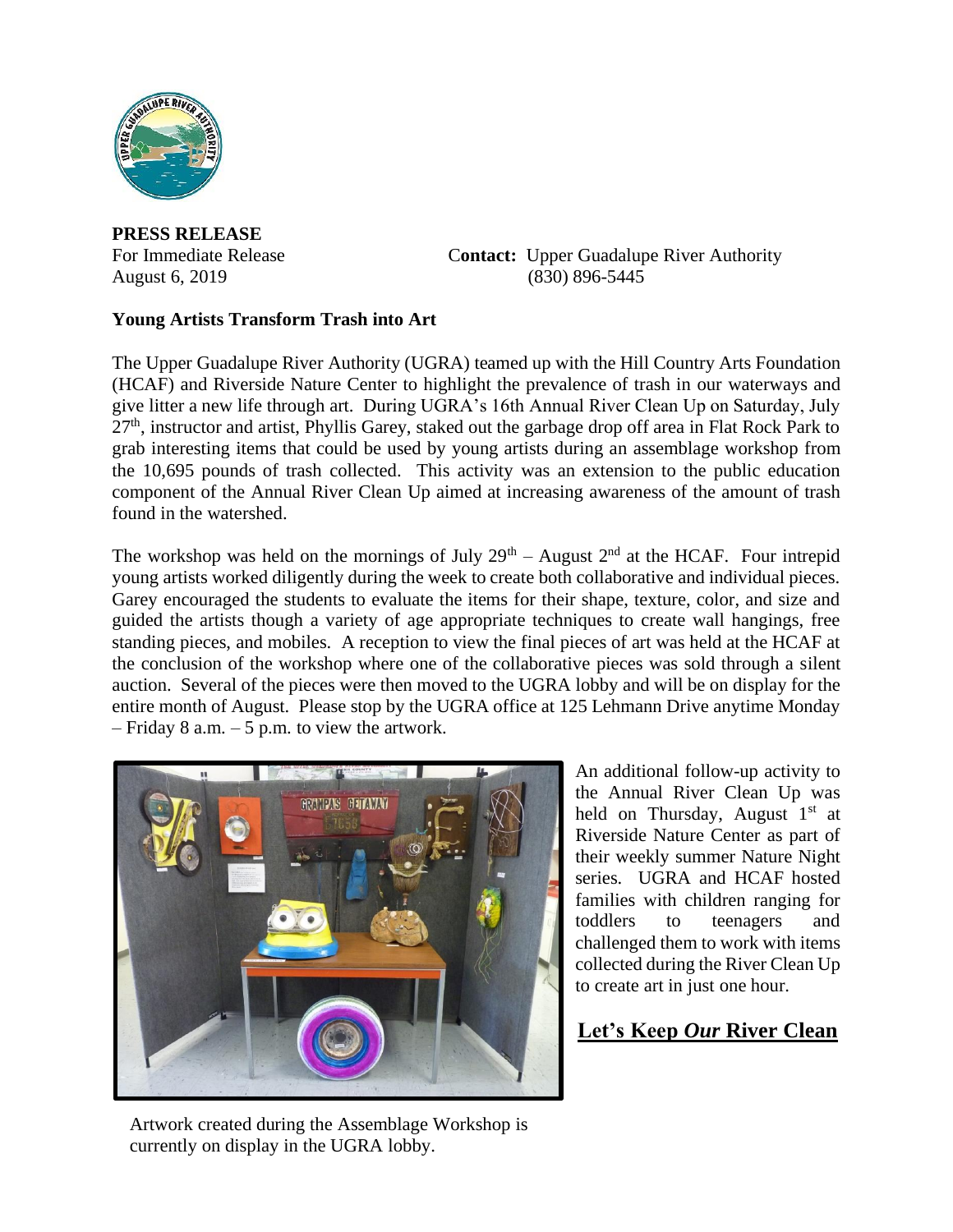**PRESS RELEASE**

For Immediate Release
August 6, 2019

**Contact:** Upper Guadalupe River Authority
(830) 896-5445

**Young Artists Transform Trash into Art**

The Upper Guadalupe River Authority (UGRA) teamed up with the Hill Country Arts Foundation (HCAF) and Riverside Nature Center to highlight the prevalence of trash in our waterways and give litter a new life through art. During UGRA's 16th Annual River Clean Up on Saturday, July 27th, instructor and artist, Phyllis Garey, staked out the garbage drop off area in Flat Rock Park to grab interesting items that could be used by young artists during an assemblage workshop from the 10,695 pounds of trash collected. This activity was an extension to the public education component of the Annual River Clean Up aimed at increasing awareness of the amount of trash found in the watershed.

The workshop was held on the mornings of July 29th – August 2nd at the HCAF. Four intrepid young artists worked diligently during the week to create both collaborative and individual pieces. Garey encouraged the students to evaluate the items for their shape, texture, color, and size and guided the artists though a variety of age appropriate techniques to create wall hangings, free standing pieces, and mobiles. A reception to view the final pieces of art was held at the HCAF at the conclusion of the workshop where one of the collaborative pieces was sold through a silent auction. Several of the pieces were then moved to the UGRA lobby and will be on display for the entire month of August. Please stop by the UGRA office at 125 Lehmann Drive anytime Monday – Friday 8 a.m. – 5 p.m. to view the artwork.

Artwork created during the Assemblage Workshop is currently on display in the UGRA lobby.

An additional follow-up activity to the Annual River Clean Up was held on Thursday, August 1st at Riverside Nature Center as part of their weekly summer Nature Night series. UGRA and HCAF hosted families with children ranging for toddlers to teenagers and challenged them to work with items collected during the River Clean Up to create art in just one hour.

**Let's Keep *Our* River Clean**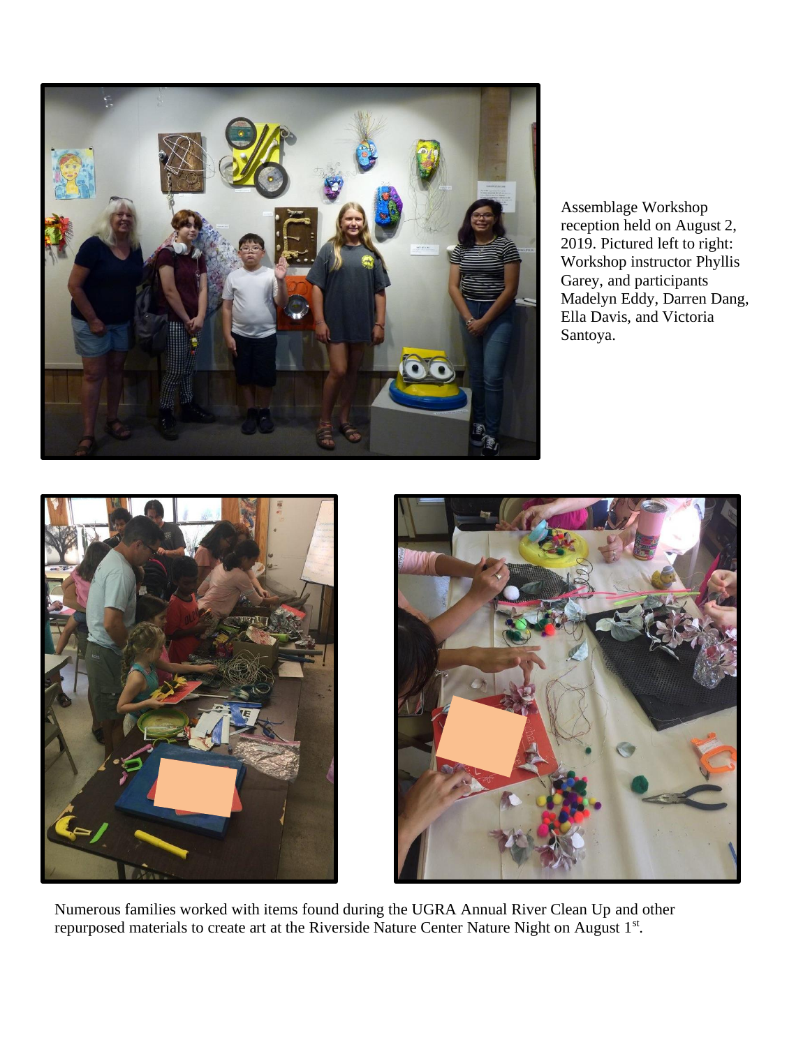Assemblage Workshop reception held on August 2, 2019. Pictured left to right: Workshop instructor Phyllis Garey, and participants Madelyn Eddy, Darren Dang, Ella Davis, and Victoria Santoya.

Numerous families worked with items found during the UGRA Annual River Clean Up and other repurposed materials to create art at the Riverside Nature Center Nature Night on August 1st.